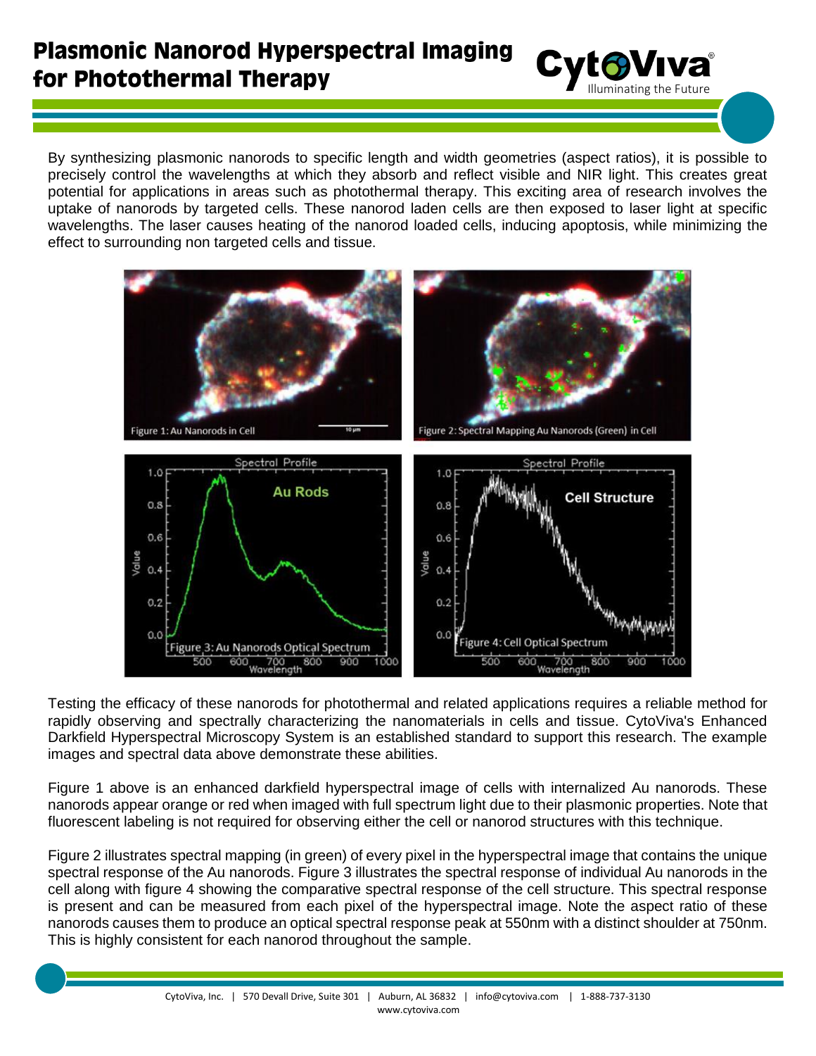# Plasmonic Nanorod Hyperspectral Imaging for Photothermal Therapy

By synthesizing plasmonic nanorods to specific length and width geometries (aspect ratios), it is possible to precisely control the wavelengths at which they absorb and reflect visible and NIR light. This creates great potential for applications in areas such as photothermal therapy. This exciting area of research involves the uptake of nanorods by targeted cells. These nanorod laden cells are then exposed to laser light at specific wavelengths. The laser causes heating of the nanorod loaded cells, inducing apoptosis, while minimizing the effect to surrounding non targeted cells and tissue.

Figure 1: Au Nanorods in Cell

Figure 2: Spectral Mapping Au Nanorods (Green) in Cell

Figure 3: Au Nanorods Optical Spectrum

Figure 4: Cell Optical Spectrum

Testing the efficacy of these nanorods for photothermal and related applications requires a reliable method for rapidly observing and spectrally characterizing the nanomaterials in cells and tissue. CytoViva's Enhanced Darkfield Hyperspectral Microscopy System is an established standard to support this research. The example images and spectral data above demonstrate these abilities.

Figure 1 above is an enhanced darkfield hyperspectral image of cells with internalized Au nanorods. These nanorods appear orange or red when imaged with full spectrum light due to their plasmonic properties. Note that fluorescent labeling is not required for observing either the cell or nanorod structures with this technique.

Figure 2 illustrates spectral mapping (in green) of every pixel in the hyperspectral image that contains the unique spectral response of the Au nanorods. Figure 3 illustrates the spectral response of individual Au nanorods in the cell along with figure 4 showing the comparative spectral response of the cell structure. This spectral response is present and can be measured from each pixel of the hyperspectral image. Note the aspect ratio of these nanorods causes them to produce an optical spectral response peak at 550nm with a distinct shoulder at 750nm. This is highly consistent for each nanorod throughout the sample.

CytoViva, Inc. | 570 Devall Drive, Suite 301 | Auburn, AL 36832 | info@cytoviva.com | 1-888-737-3130
www.cytoviva.com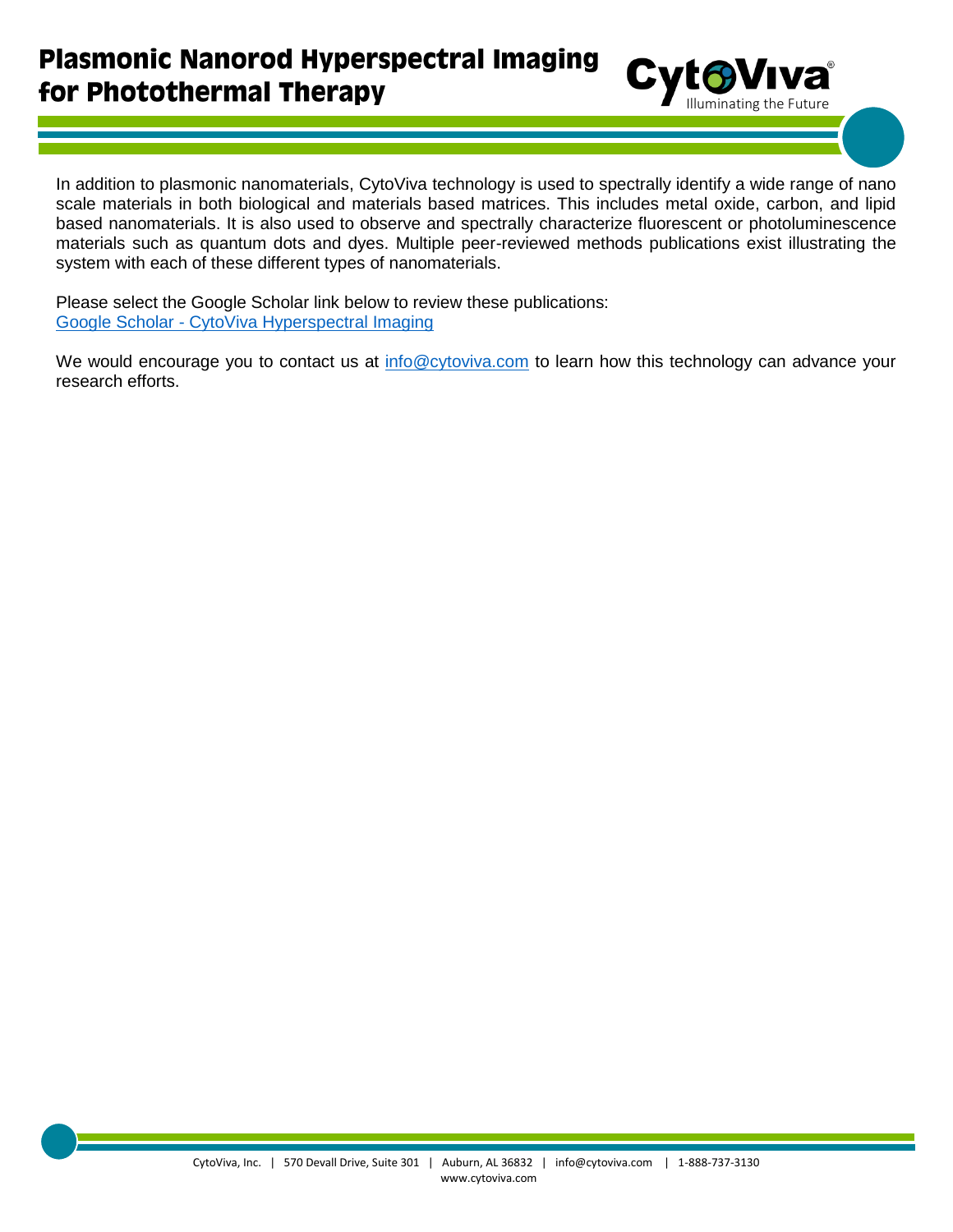In addition to plasmonic nanomaterials, CytoViva technology is used to spectrally identify a wide range of nano scale materials in both biological and materials based matrices. This includes metal oxide, carbon, and lipid based nanomaterials. It is also used to observe and spectrally characterize fluorescent or photoluminescence materials such as quantum dots and dyes. Multiple peer-reviewed methods publications exist illustrating the system with each of these different types of nanomaterials.

Please select the Google Scholar link below to review these publications:
[Google Scholar - CytoViva Hyperspectral Imaging]

We would encourage you to contact us at info@cytoviva.com to learn how this technology can advance your research efforts.